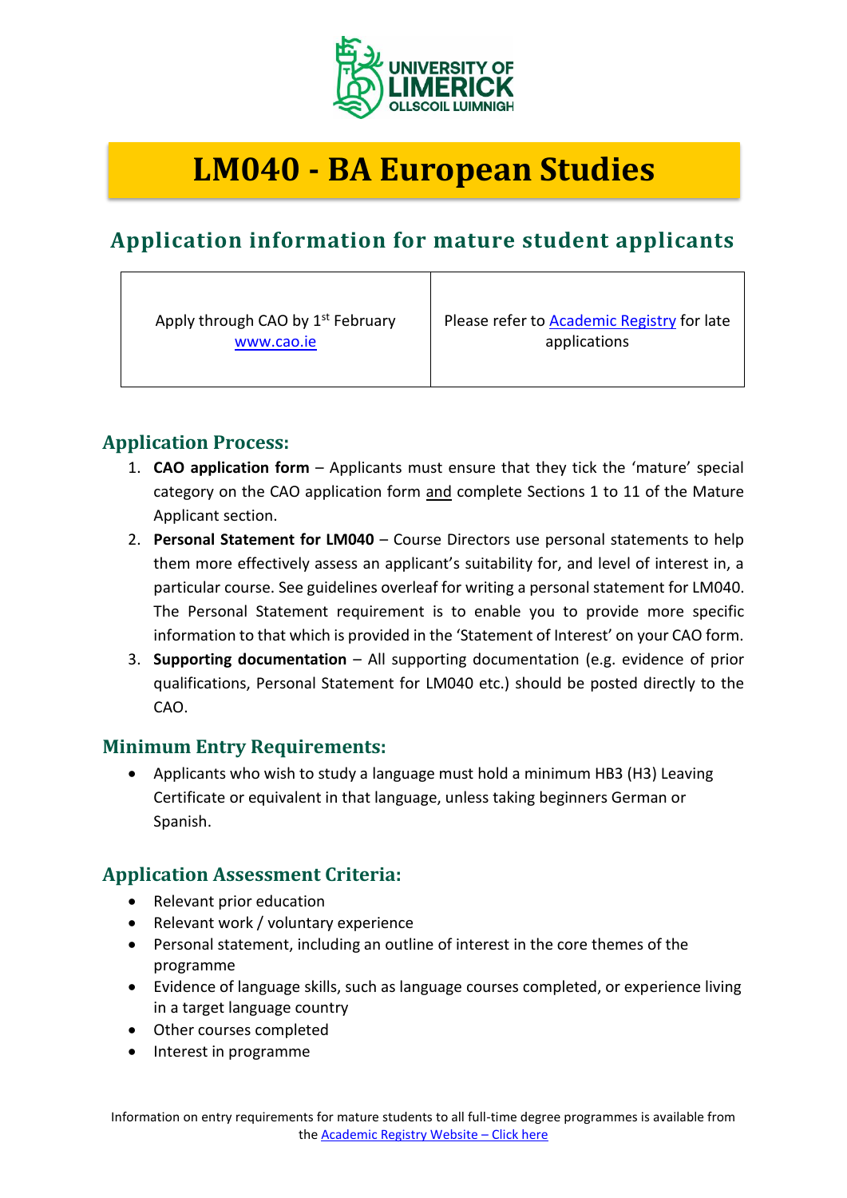# LM040 - BA European Studies

## Application information for mature student applicants

| Apply through CAO by 1st February www.cao.ie | Please refer to Academic Registry for late applications |
|---|---|

### Application Process:

1. **CAO application form** – Applicants must ensure that they tick the 'mature' special category on the CAO application form and complete Sections 1 to 11 of the Mature Applicant section.
2. **Personal Statement for LM040** – Course Directors use personal statements to help them more effectively assess an applicant's suitability for, and level of interest in, a particular course. See guidelines overleaf for writing a personal statement for LM040. The Personal Statement requirement is to enable you to provide more specific information to that which is provided in the 'Statement of Interest' on your CAO form.
3. **Supporting documentation** – All supporting documentation (e.g. evidence of prior qualifications, Personal Statement for LM040 etc.) should be posted directly to the CAO.

### Minimum Entry Requirements:

- Applicants who wish to study a language must hold a minimum HB3 (H3) Leaving Certificate or equivalent in that language, unless taking beginners German or Spanish.

### Application Assessment Criteria:

- Relevant prior education
- Relevant work / voluntary experience
- Personal statement, including an outline of interest in the core themes of the programme
- Evidence of language skills, such as language courses completed, or experience living in a target language country
- Other courses completed
- Interest in programme

Information on entry requirements for mature students to all full-time degree programmes is available from the Academic Registry Website – Click here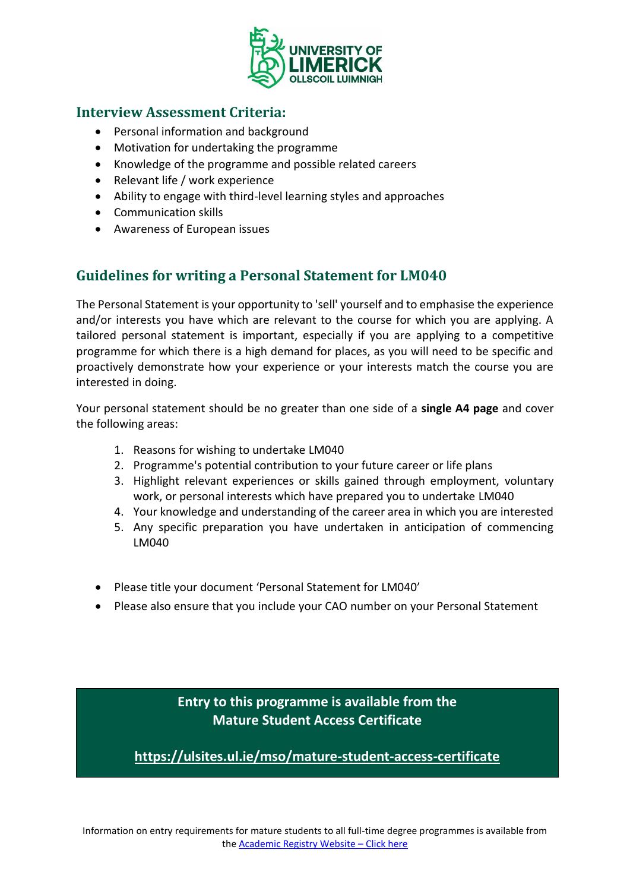## Interview Assessment Criteria:

- Personal information and background
- Motivation for undertaking the programme
- Knowledge of the programme and possible related careers
- Relevant life / work experience
- Ability to engage with third-level learning styles and approaches
- Communication skills
- Awareness of European issues

## Guidelines for writing a Personal Statement for LM040

The Personal Statement is your opportunity to 'sell' yourself and to emphasise the experience and/or interests you have which are relevant to the course for which you are applying. A tailored personal statement is important, especially if you are applying to a competitive programme for which there is a high demand for places, as you will need to be specific and proactively demonstrate how your experience or your interests match the course you are interested in doing.

Your personal statement should be no greater than one side of a **single A4 page** and cover the following areas:

1. Reasons for wishing to undertake LM040
2. Programme's potential contribution to your future career or life plans
3. Highlight relevant experiences or skills gained through employment, voluntary work, or personal interests which have prepared you to undertake LM040
4. Your knowledge and understanding of the career area in which you are interested
5. Any specific preparation you have undertaken in anticipation of commencing LM040

- Please title your document 'Personal Statement for LM040'
- Please also ensure that you include your CAO number on your Personal Statement

**Entry to this programme is available from the Mature Student Access Certificate**

**https://ulsites.ul.ie/mso/mature-student-access-certificate**

Information on entry requirements for mature students to all full-time degree programmes is available from the Academic Registry Website – Click here